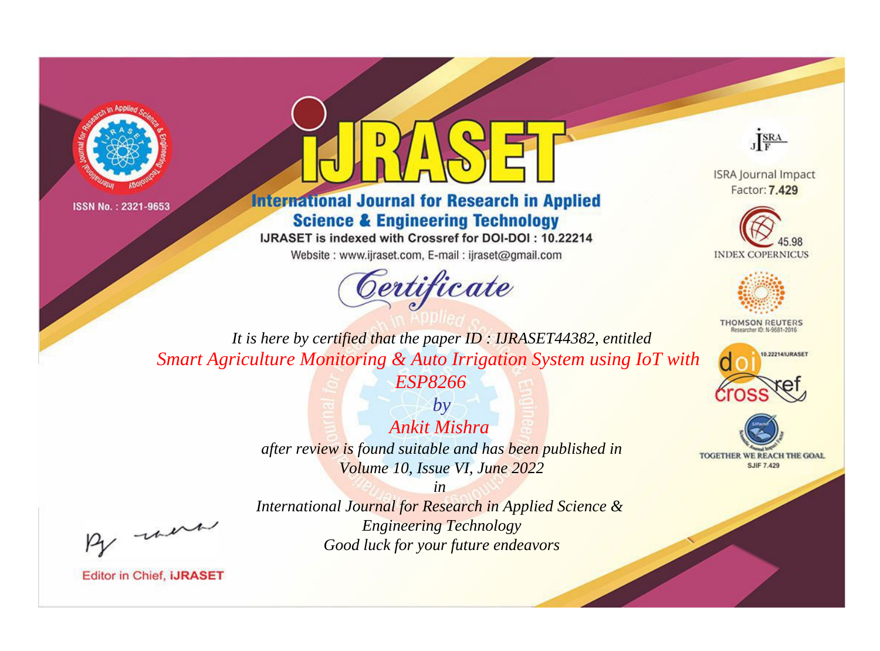ISSN No. : 2321-9653

# IJRASET

## International Journal for Research in Applied Science & Engineering Technology

IJRASET is indexed with Crossref for DOI-DOI : 10.22214

Website : www.ijraset.com, E-mail : ijraset@gmail.com

ISRA Journal Impact Factor: **7.429**

45.98 INDEX COPERNICUS

THOMSON REUTERS Researcher ID: N-9681-2016

10.22214/IJRASET

TOGETHER WE REACH THE GOAL SJIF 7.429

# *Certificate*

*It is here by certified that the paper ID : IJRASET44382, entitled*

*Smart Agriculture Monitoring & Auto Irrigation System using IoT with ESP8266*

*by*

*Ankit Mishra*

*after review is found suitable and has been published in*

*Volume 10, Issue VI, June 2022*

*in*

*International Journal for Research in Applied Science & Engineering Technology*

*Good luck for your future endeavors*

Editor in Chief, **iJRASET**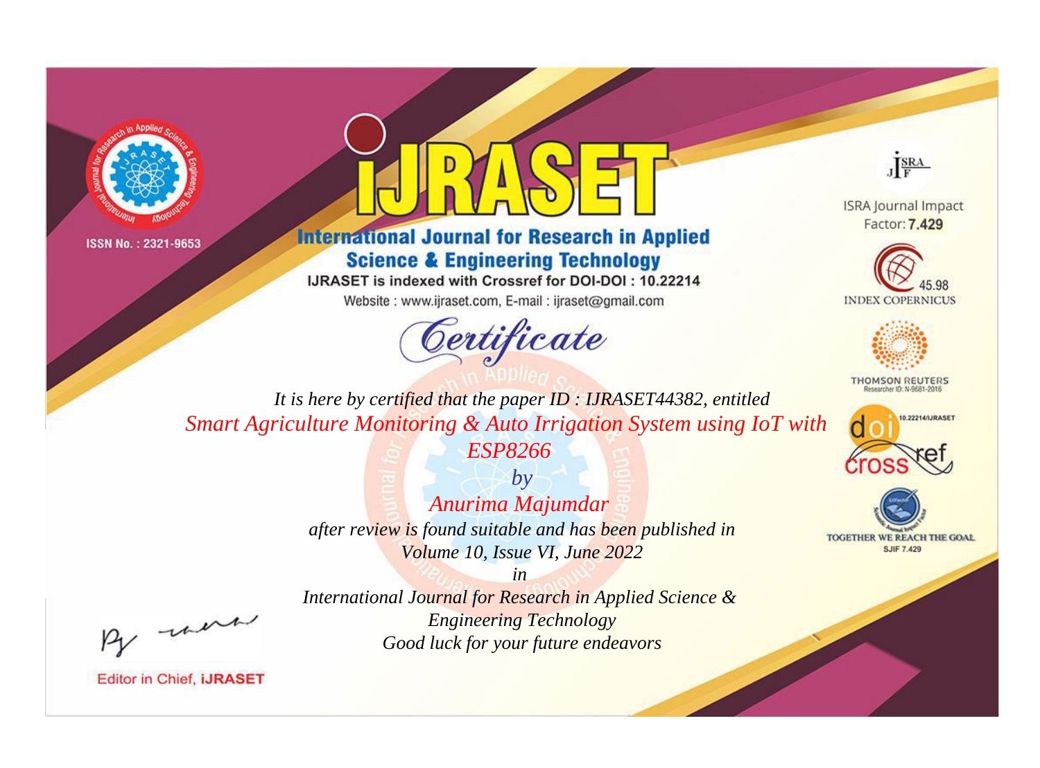ISSN No. : 2321-9653

# iJRASET

## International Journal for Research in Applied Science & Engineering Technology

IJRASET is indexed with Crossref for DOI-DOI : 10.22214

Website : www.ijraset.com, E-mail : ijraset@gmail.com

*Certificate*

*It is here by certified that the paper ID : IJRASET44382, entitled*

*Smart Agriculture Monitoring & Auto Irrigation System using IoT with ESP8266*

*by*

*Anurima Majumdar*

*after review is found suitable and has been published in*

*Volume 10, Issue VI, June 2022*

*in*

*International Journal for Research in Applied Science & Engineering Technology*

*Good luck for your future endeavors*

ISRA Journal Impact Factor: **7.429**

45.98 INDEX COPERNICUS

THOMSON REUTERS Researcher ID: N-9681-2016

10.22214/IJRASET

TOGETHER WE REACH THE GOAL SJIF 7.429

Editor in Chief, **iJRASET**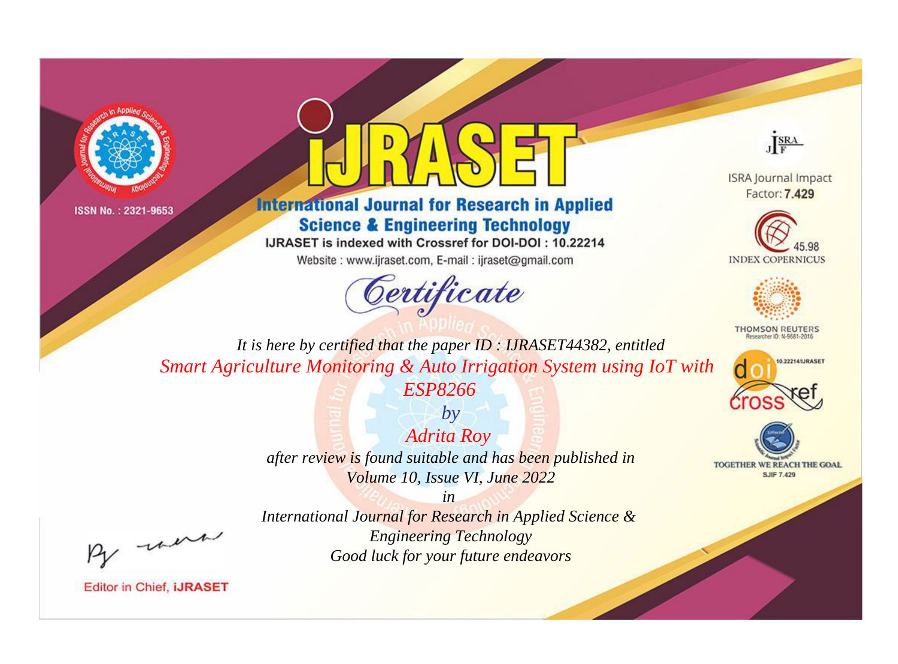ISSN No. : 2321-9653

# iJRASET

## International Journal for Research in Applied Science & Engineering Technology

IJRASET is indexed with Crossref for DOI-DOI : 10.22214

Website : www.ijraset.com, E-mail : ijraset@gmail.com

ISRA Journal Impact Factor: **7.429**

45.98 INDEX COPERNICUS

THOMSON REUTERS Researcher ID: N-9681-2016

10.22214/IJRASET

TOGETHER WE REACH THE GOAL SJIF 7.429

# *Certificate*

*It is here by certified that the paper ID : IJRASET44382, entitled*

*Smart Agriculture Monitoring & Auto Irrigation System using IoT with ESP8266*

*by*

*Adrita Roy*

*after review is found suitable and has been published in*

*Volume 10, Issue VI, June 2022*

*in*

*International Journal for Research in Applied Science & Engineering Technology*

*Good luck for your future endeavors*

Editor in Chief, **iJRASET**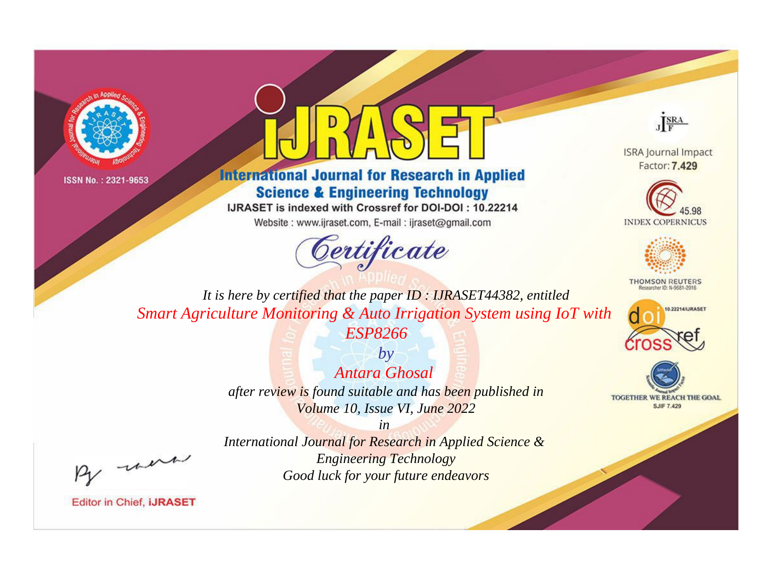ISSN No. : 2321-9653

# IJRASET

## International Journal for Research in Applied Science & Engineering Technology

IJRASET is indexed with Crossref for DOI-DOI : 10.22214

Website : www.ijraset.com, E-mail : ijraset@gmail.com

*Certificate*

*It is here by certified that the paper ID : IJRASET44382, entitled*

*Smart Agriculture Monitoring & Auto Irrigation System using IoT with ESP8266*

*by*

*Antara Ghosal*

*after review is found suitable and has been published in*

*Volume 10, Issue VI, June 2022*

*in*

*International Journal for Research in Applied Science & Engineering Technology*

*Good luck for your future endeavors*

ISRA Journal Impact Factor: **7.429**

45.98 INDEX COPERNICUS

THOMSON REUTERS Researcher ID: N-9681-2016

10.22214/IJRASET

TOGETHER WE REACH THE GOAL SJIF 7.429

Editor in Chief, **iJRASET**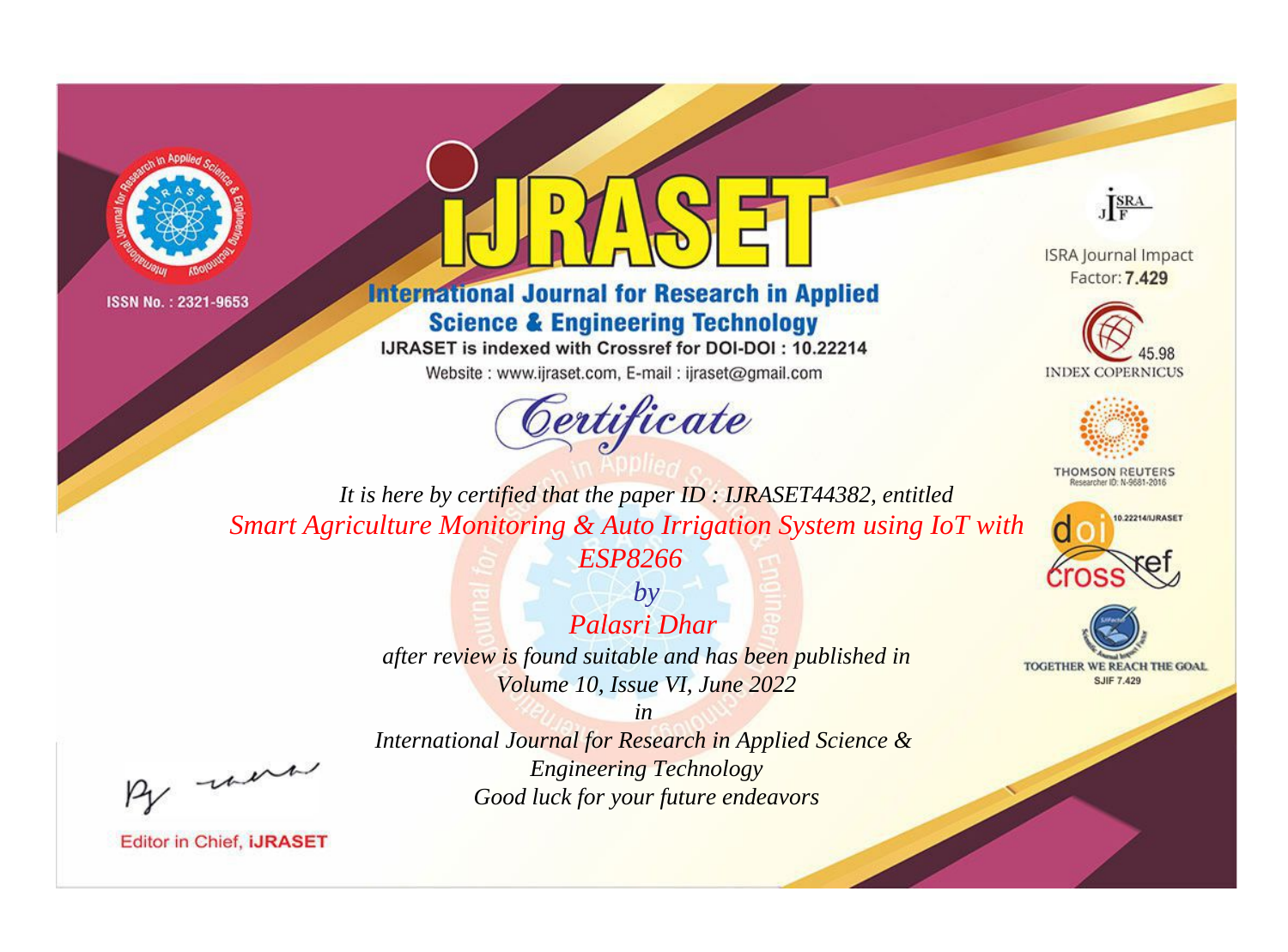ISSN No. : 2321-9653

# iJRASET

**International Journal for Research in Applied Science & Engineering Technology**

IJRASET is indexed with Crossref for DOI-DOI : 10.22214

Website : www.ijraset.com, E-mail : ijraset@gmail.com

ISRA Journal Impact Factor: **7.429**

45.98 INDEX COPERNICUS

THOMSON REUTERS Researcher ID: N-9681-2016

10.22214/IJRASET

TOGETHER WE REACH THE GOAL SJIF 7.429

## *Certificate*

*It is here by certified that the paper ID : IJRASET44382, entitled*

*Smart Agriculture Monitoring & Auto Irrigation System using IoT with ESP8266*

*by*

*Palasri Dhar*

*after review is found suitable and has been published in*

*Volume 10, Issue VI, June 2022*

*in*

*International Journal for Research in Applied Science & Engineering Technology*

*Good luck for your future endeavors*

Editor in Chief, **iJRASET**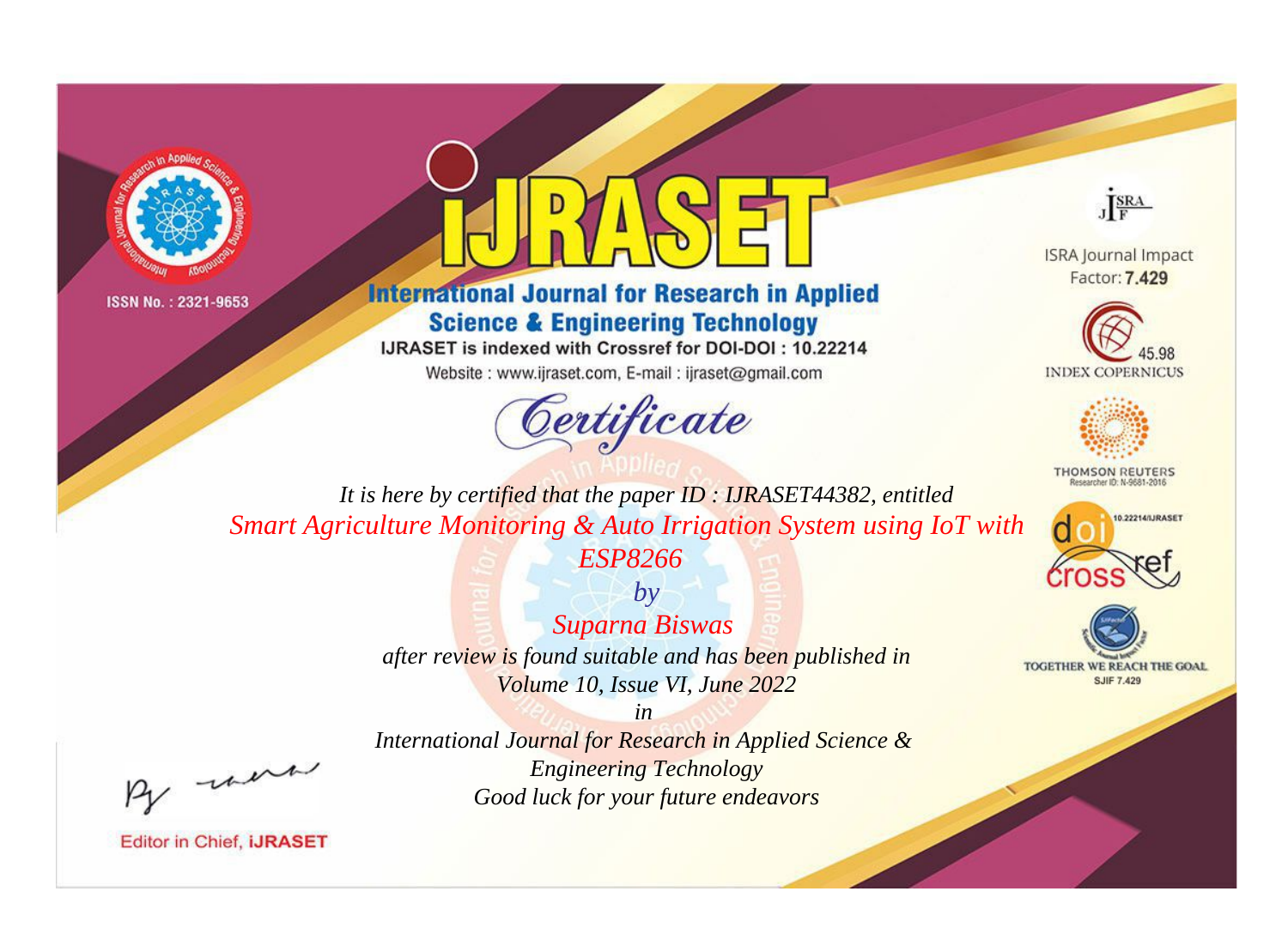ISSN No. : 2321-9653

# iJRASET

## International Journal for Research in Applied Science & Engineering Technology

IJRASET is indexed with Crossref for DOI-DOI : 10.22214

Website : www.ijraset.com, E-mail : ijraset@gmail.com

# Certificate

*It is here by certified that the paper ID : IJRASET44382, entitled*

*Smart Agriculture Monitoring & Auto Irrigation System using IoT with ESP8266*

*by*

*Suparna Biswas*

*after review is found suitable and has been published in*

*Volume 10, Issue VI, June 2022*

*in*

*International Journal for Research in Applied Science & Engineering Technology*

*Good luck for your future endeavors*

ISRA Journal Impact Factor: **7.429**

45.98 INDEX COPERNICUS

THOMSON REUTERS Researcher ID: N-9681-2016

10.22214/IJRASET

crossref

TOGETHER WE REACH THE GOAL SJIF 7.429

Editor in Chief, **iJRASET**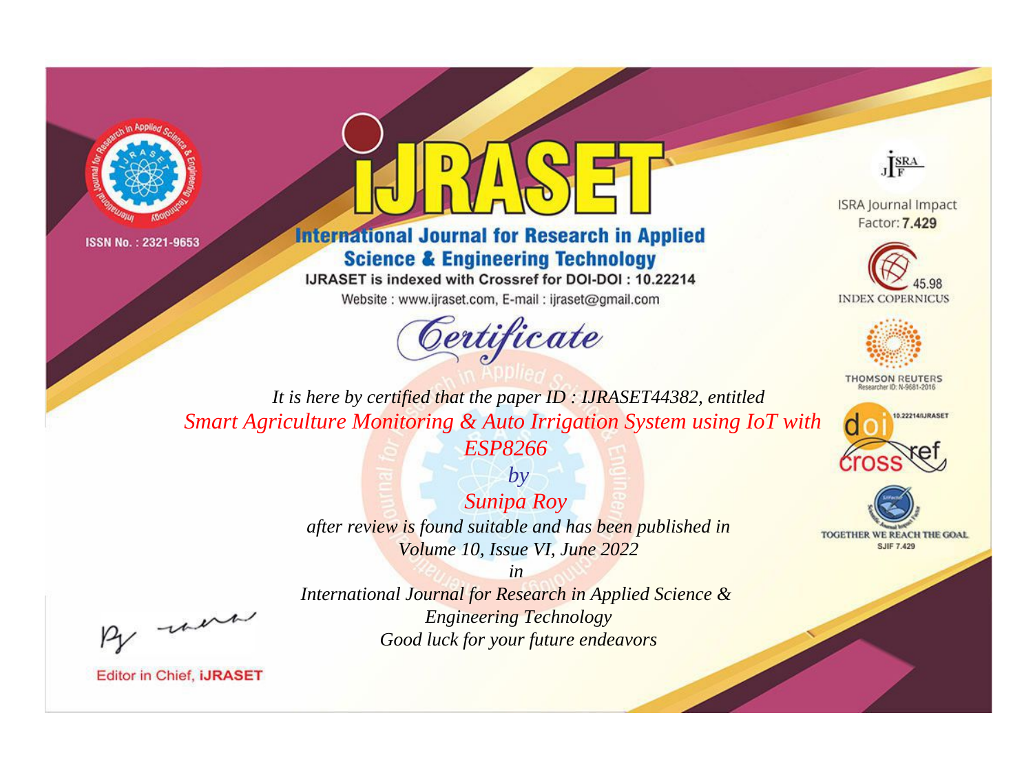ISSN No. : 2321-9653

# iJRASET

## International Journal for Research in Applied Science & Engineering Technology

IJRASET is indexed with Crossref for DOI-DOI : 10.22214

Website : www.ijraset.com, E-mail : ijraset@gmail.com

*Certificate*

*It is here by certified that the paper ID : IJRASET44382, entitled*

*Smart Agriculture Monitoring & Auto Irrigation System using IoT with ESP8266*

*by*

*Sunipa Roy*

*after review is found suitable and has been published in*

*Volume 10, Issue VI, June 2022*

*in*

*International Journal for Research in Applied Science & Engineering Technology*

*Good luck for your future endeavors*

Editor in Chief, iJRASET

ISRA Journal Impact Factor: **7.429**

45.98 INDEX COPERNICUS

THOMSON REUTERS Researcher ID: N-9681-2016

10.22214/IJRASET

TOGETHER WE REACH THE GOAL SJIF 7.429